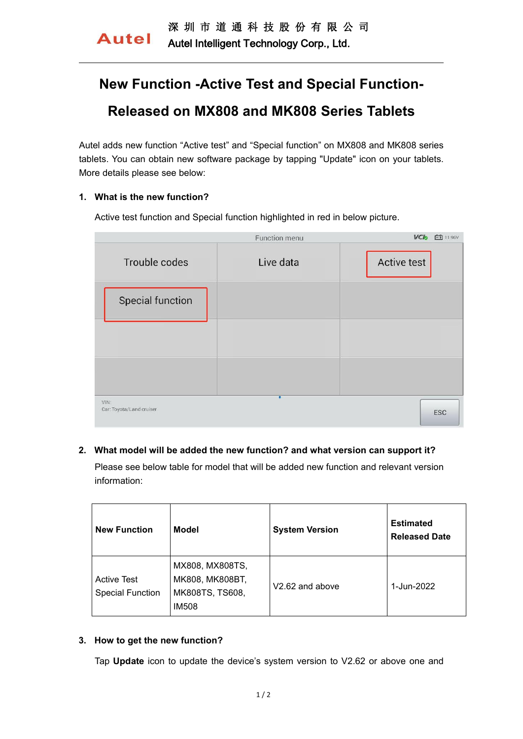深 圳 市 道 通 科 技 股 份 有 限 公 司
Autel Intelligent Technology Corp., Ltd.

# New Function -Active Test and Special Function- Released on MX808 and MK808 Series Tablets

Autel adds new function “Active test” and “Special function” on MX808 and MK808 series tablets. You can obtain new software package by tapping "Update" icon on your tablets. More details please see below:

## 1. What is the new function?

Active test function and Special function highlighted in red in below picture.

## 2. What model will be added the new function? and what version can support it?

Please see below table for model that will be added new function and relevant version information:

| New Function | Model | System Version | Estimated Released Date |
|---|---|---|---|
| Active Test Special Function | MX808, MX808TS, MK808, MK808BT, MK808TS, TS608, IM508 | V2.62 and above | 1-Jun-2022 |

## 3. How to get the new function?

Tap **Update** icon to update the device’s system version to V2.62 or above one and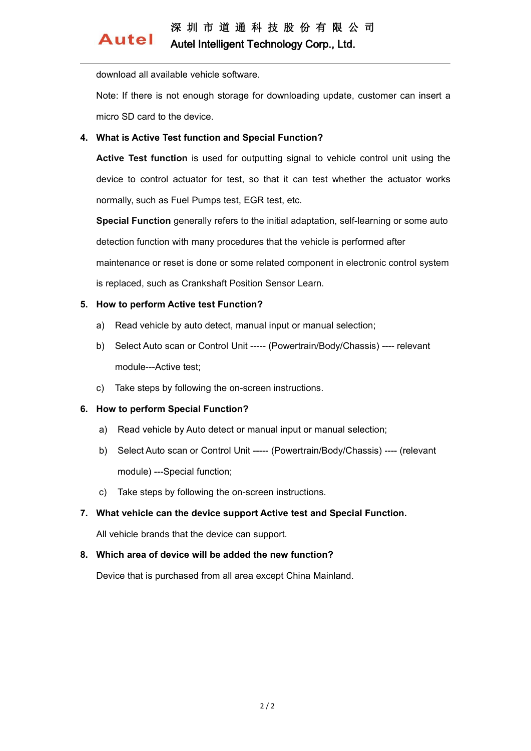download all available vehicle software.

Note: If there is not enough storage for downloading update, customer can insert a micro SD card to the device.

4. **What is Active Test function and Special Function?**

   **Active Test function** is used for outputting signal to vehicle control unit using the device to control actuator for test, so that it can test whether the actuator works normally, such as Fuel Pumps test, EGR test, etc.

   **Special Function** generally refers to the initial adaptation, self-learning or some auto detection function with many procedures that the vehicle is performed after maintenance or reset is done or some related component in electronic control system is replaced, such as Crankshaft Position Sensor Learn.

5. **How to perform Active test Function?**

   a) Read vehicle by auto detect, manual input or manual selection;

   b) Select Auto scan or Control Unit ----- (Powertrain/Body/Chassis) ---- relevant module---Active test;

   c) Take steps by following the on-screen instructions.

6. **How to perform Special Function?**

   a) Read vehicle by Auto detect or manual input or manual selection;

   b) Select Auto scan or Control Unit ----- (Powertrain/Body/Chassis) ---- (relevant module) ---Special function;

   c) Take steps by following the on-screen instructions.

7. **What vehicle can the device support Active test and Special Function.**

   All vehicle brands that the device can support.

8. **Which area of device will be added the new function?**

   Device that is purchased from all area except China Mainland.